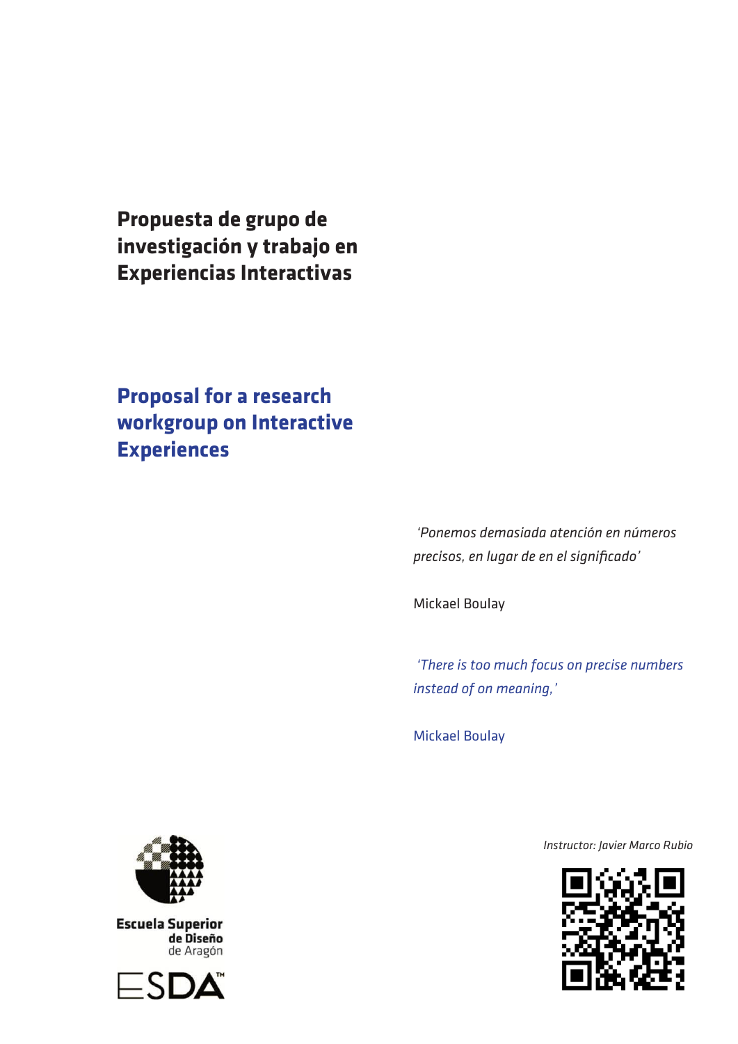# Propuesta de grupo de investigación y trabajo en Experiencias Interactivas

# Proposal for a research workgroup on Interactive Experiences

*'Ponemos demasiada atención en números precisos, en lugar de en el significado'*

Mickael Boulay

*'There is too much focus on precise numbers instead of on meaning,'*

Mickael Boulay

Escuela Superior de Diseño de Aragón

ESDA

*Instructor: Javier Marco Rubio*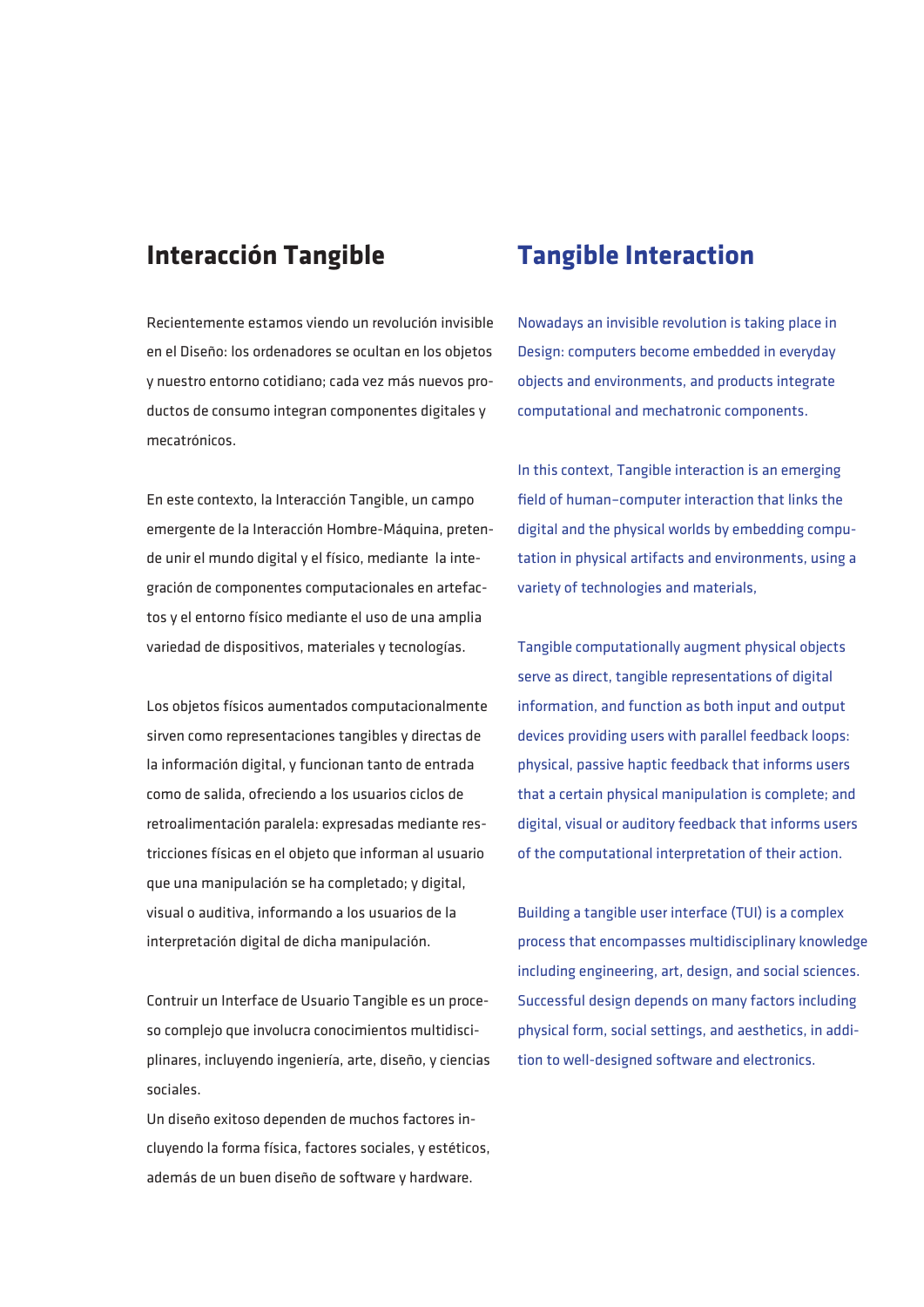## Interacción Tangible

Recientemente estamos viendo un revolución invisible en el Diseño: los ordenadores se ocultan en los objetos y nuestro entorno cotidiano; cada vez más nuevos productos de consumo integran componentes digitales y mecatrónicos.

En este contexto, la Interacción Tangible, un campo emergente de la Interacción Hombre-Máquina, pretende unir el mundo digital y el físico, mediante la integración de componentes computacionales en artefactos y el entorno físico mediante el uso de una amplia variedad de dispositivos, materiales y tecnologías.

Los objetos físicos aumentados computacionalmente sirven como representaciones tangibles y directas de la información digital, y funcionan tanto de entrada como de salida, ofreciendo a los usuarios ciclos de retroalimentación paralela: expresadas mediante restricciones físicas en el objeto que informan al usuario que una manipulación se ha completado; y digital, visual o auditiva, informando a los usuarios de la interpretación digital de dicha manipulación.

Contruir un Interface de Usuario Tangible es un proceso complejo que involucra conocimientos multidisciplinares, incluyendo ingeniería, arte, diseño, y ciencias sociales.
Un diseño exitoso dependen de muchos factores incluyendo la forma física, factores sociales, y estéticos, además de un buen diseño de software y hardware.

## Tangible Interaction

Nowadays an invisible revolution is taking place in Design: computers become embedded in everyday objects and environments, and products integrate computational and mechatronic components.

In this context, Tangible interaction is an emerging field of human–computer interaction that links the digital and the physical worlds by embedding computation in physical artifacts and environments, using a variety of technologies and materials,

Tangible computationally augment physical objects serve as direct, tangible representations of digital information, and function as both input and output devices providing users with parallel feedback loops: physical, passive haptic feedback that informs users that a certain physical manipulation is complete; and digital, visual or auditory feedback that informs users of the computational interpretation of their action.

Building a tangible user interface (TUI) is a complex process that encompasses multidisciplinary knowledge including engineering, art, design, and social sciences. Successful design depends on many factors including physical form, social settings, and aesthetics, in addition to well-designed software and electronics.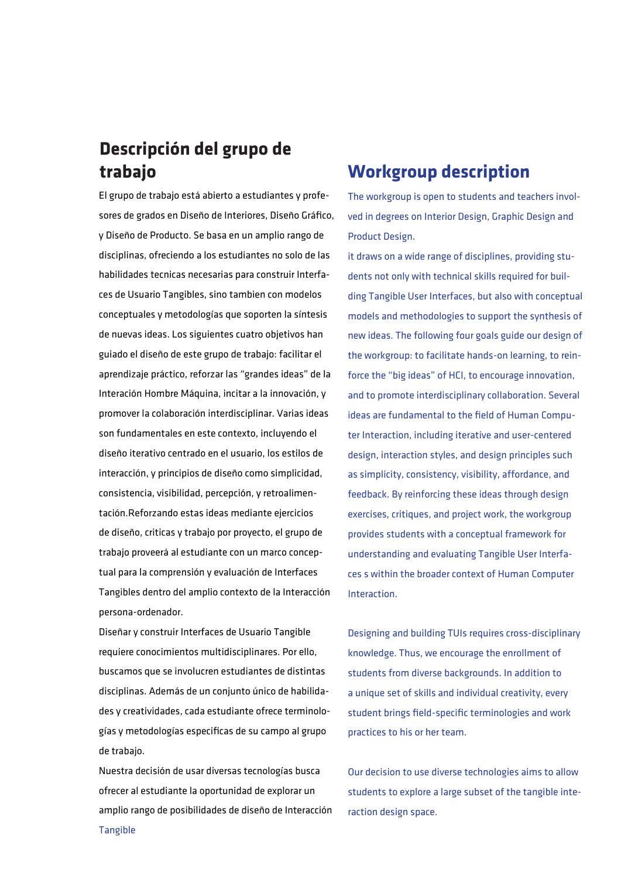## Descripción del grupo de trabajo

El grupo de trabajo está abierto a estudiantes y profesores de grados en Diseño de Interiores, Diseño Gráfico, y Diseño de Producto. Se basa en un amplio rango de disciplinas, ofreciendo a los estudiantes no solo de las habilidades tecnicas necesarias para construir Interfaces de Usuario Tangibles, sino tambien con modelos conceptuales y metodologías que soporten la síntesis de nuevas ideas. Los siguientes cuatro objetivos han guiado el diseño de este grupo de trabajo: facilitar el aprendizaje práctico, reforzar las "grandes ideas" de la Interación Hombre Máquina, incitar a la innovación, y promover la colaboración interdisciplinar. Varias ideas son fundamentales en este contexto, incluyendo el diseño iterativo centrado en el usuario, los estilos de interacción, y principios de diseño como simplicidad, consistencia, visibilidad, percepción, y retroalimentación.Reforzando estas ideas mediante ejercicios de diseño, criticas y trabajo por proyecto, el grupo de trabajo proveerá al estudiante con un marco conceptual para la comprensión y evaluación de Interfaces Tangibles dentro del amplio contexto de la Interacción persona-ordenador.

Diseñar y construir Interfaces de Usuario Tangible requiere conocimientos multidisciplinares. Por ello, buscamos que se involucren estudiantes de distintas disciplinas. Además de un conjunto único de habilidades y creatividades, cada estudiante ofrece terminologías y metodologías especificas de su campo al grupo de trabajo.

Nuestra decisión de usar diversas tecnologías busca ofrecer al estudiante la oportunidad de explorar un amplio rango de posibilidades de diseño de Interacción Tangible

## Workgroup description

The workgroup is open to students and teachers involved in degrees on Interior Design, Graphic Design and Product Design.

it draws on a wide range of disciplines, providing students not only with technical skills required for building Tangible User Interfaces, but also with conceptual models and methodologies to support the synthesis of new ideas. The following four goals guide our design of the workgroup: to facilitate hands-on learning, to reinforce the "big ideas" of HCI, to encourage innovation, and to promote interdisciplinary collaboration. Several ideas are fundamental to the field of Human Computer Interaction, including iterative and user-centered design, interaction styles, and design principles such as simplicity, consistency, visibility, affordance, and feedback. By reinforcing these ideas through design exercises, critiques, and project work, the workgroup provides students with a conceptual framework for understanding and evaluating Tangible User Interfaces s within the broader context of Human Computer Interaction.

Designing and building TUIs requires cross-disciplinary knowledge. Thus, we encourage the enrollment of students from diverse backgrounds. In addition to a unique set of skills and individual creativity, every student brings field-specific terminologies and work practices to his or her team.

Our decision to use diverse technologies aims to allow students to explore a large subset of the tangible interaction design space.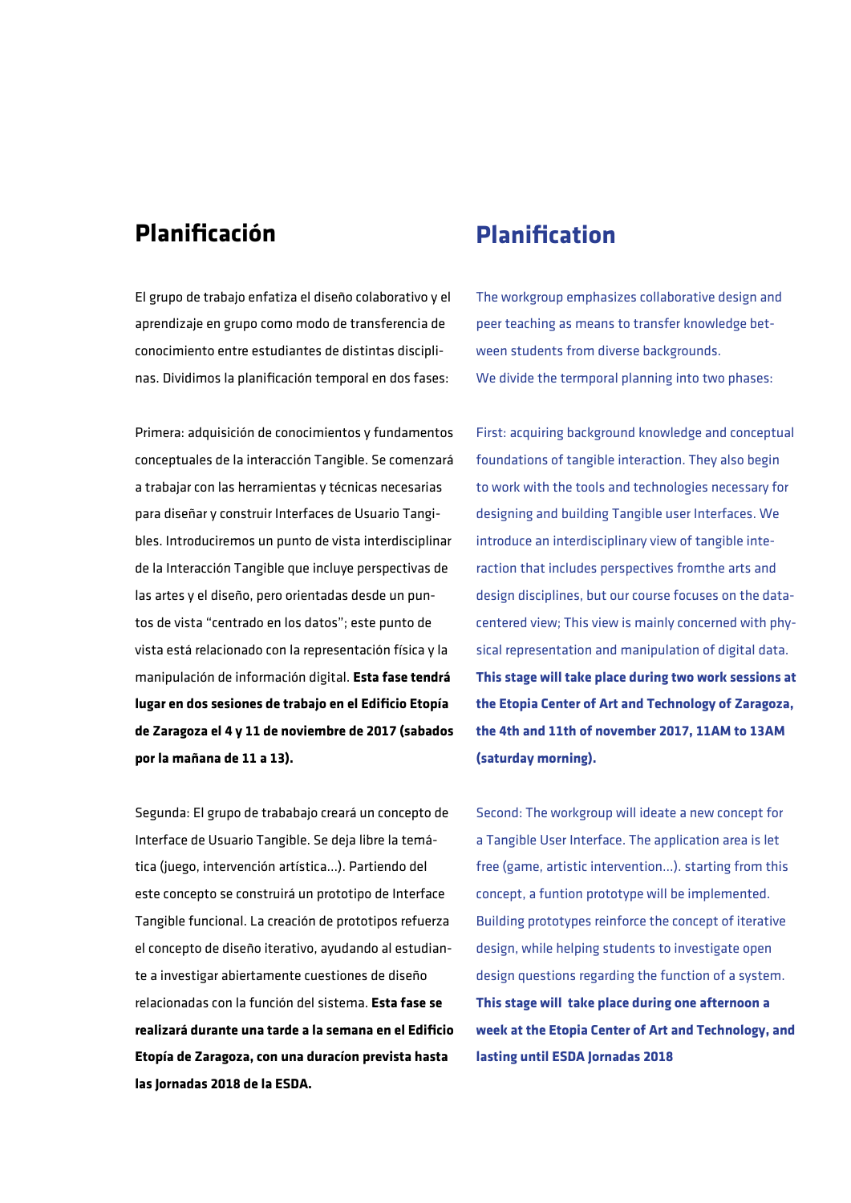## Planificación

El grupo de trabajo enfatiza el diseño colaborativo y el aprendizaje en grupo como modo de transferencia de conocimiento entre estudiantes de distintas disciplinas. Dividimos la planificación temporal en dos fases:

Primera: adquisición de conocimientos y fundamentos conceptuales de la interacción Tangible. Se comenzará a trabajar con las herramientas y técnicas necesarias para diseñar y construir Interfaces de Usuario Tangibles. Introduciremos un punto de vista interdisciplinar de la Interacción Tangible que incluye perspectivas de las artes y el diseño, pero orientadas desde un puntos de vista "centrado en los datos"; este punto de vista está relacionado con la representación física y la manipulación de información digital. **Esta fase tendrá lugar en dos sesiones de trabajo en el Edificio Etopía de Zaragoza el 4 y 11 de noviembre de 2017 (sabados por la mañana de 11 a 13).**

Segunda: El grupo de trabajo creará un concepto de Interface de Usuario Tangible. Se deja libre la temática (juego, intervención artística...). Partiendo del este concepto se construirá un prototipo de Interface Tangible funcional. La creación de prototipos refuerza el concepto de diseño iterativo, ayudando al estudiante a investigar abiertamente cuestiones de diseño relacionadas con la función del sistema. **Esta fase se realizará durante una tarde a la semana en el Edificio Etopía de Zaragoza, con una duracíon prevista hasta las Jornadas 2018 de la ESDA.**

## Planification

The workgroup emphasizes collaborative design and peer teaching as means to transfer knowledge between students from diverse backgrounds.
We divide the termporal planning into two phases:

First: acquiring background knowledge and conceptual foundations of tangible interaction. They also begin to work with the tools and technologies necessary for designing and building Tangible user Interfaces. We introduce an interdisciplinary view of tangible interaction that includes perspectives fromthe arts and design disciplines, but our course focuses on the data-centered view; This view is mainly concerned with physical representation and manipulation of digital data. **This stage will take place during two work sessions at the Etopia Center of Art and Technology of Zaragoza, the 4th and 11th of november 2017, 11AM to 13AM (saturday morning).**

Second: The workgroup will ideate a new concept for a Tangible User Interface. The application area is let free (game, artistic intervention...). starting from this concept, a funtion prototype will be implemented. Building prototypes reinforce the concept of iterative design, while helping students to investigate open design questions regarding the function of a system. **This stage will take place during one afternoon a week at the Etopia Center of Art and Technology, and lasting until ESDA Jornadas 2018**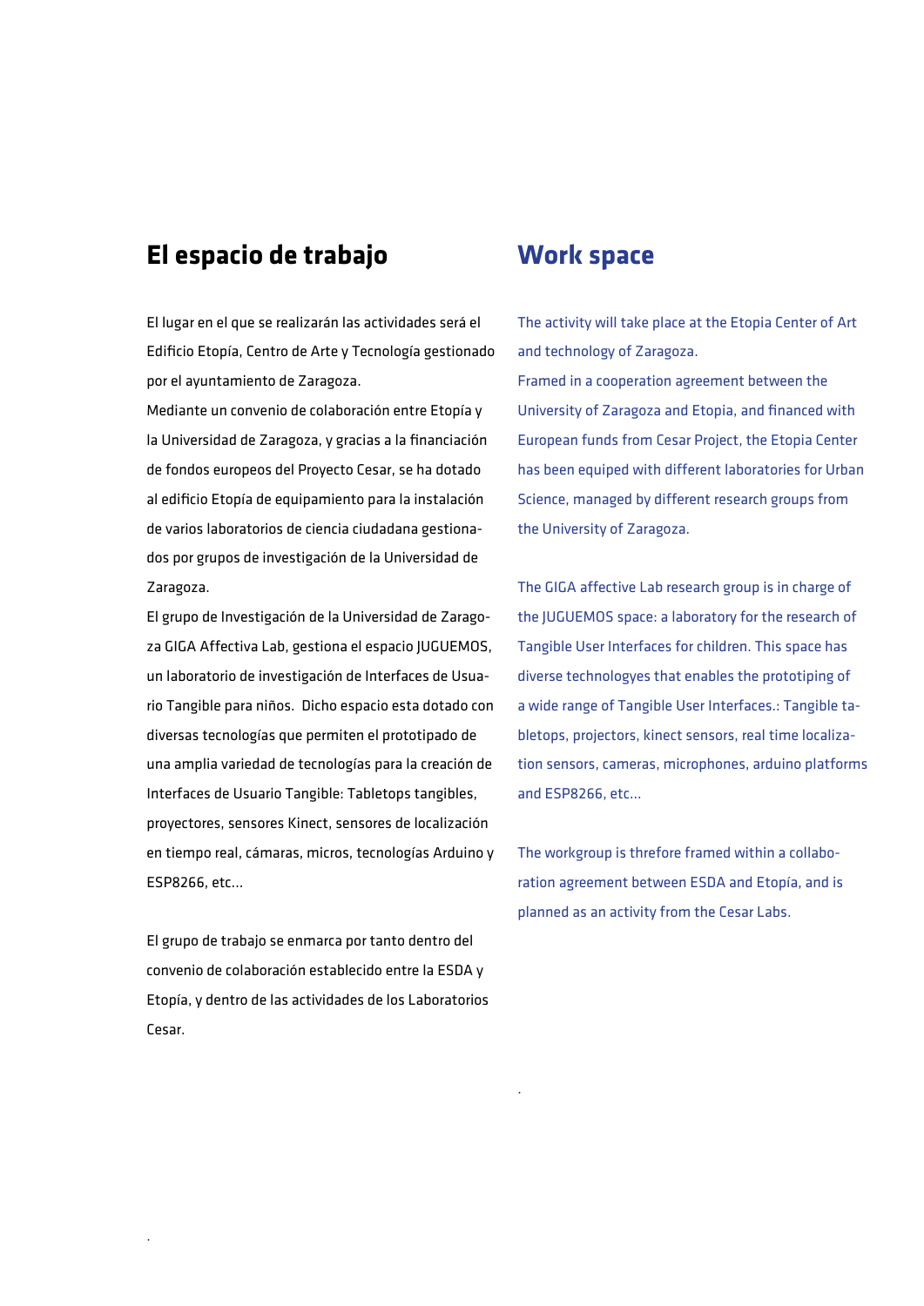## El espacio de trabajo

El lugar en el que se realizarán las actividades será el Edificio Etopía, Centro de Arte y Tecnología gestionado por el ayuntamiento de Zaragoza.
Mediante un convenio de colaboración entre Etopía y la Universidad de Zaragoza, y gracias a la financiación de fondos europeos del Proyecto Cesar, se ha dotado al edificio Etopía de equipamiento para la instalación de varios laboratorios de ciencia ciudadana gestionados por grupos de investigación de la Universidad de Zaragoza.
El grupo de Investigación de la Universidad de Zaragoza GIGA Affectiva Lab, gestiona el espacio JUGUEMOS, un laboratorio de investigación de Interfaces de Usuario Tangible para niños. Dicho espacio esta dotado con diversas tecnologías que permiten el prototipado de una amplia variedad de tecnologías para la creación de Interfaces de Usuario Tangible: Tabletops tangibles, proyectores, sensores Kinect, sensores de localización en tiempo real, cámaras, micros, tecnologías Arduino y ESP8266, etc...

El grupo de trabajo se enmarca por tanto dentro del convenio de colaboración establecido entre la ESDA y Etopía, y dentro de las actividades de los Laboratorios Cesar.

## Work space

The activity will take place at the Etopia Center of Art and technology of Zaragoza.
Framed in a cooperation agreement between the University of Zaragoza and Etopia, and financed with European funds from Cesar Project, the Etopia Center has been equiped with different laboratories for Urban Science, managed by different research groups from the University of Zaragoza.

The GIGA affective Lab research group is in charge of the JUGUEMOS space: a laboratory for the research of Tangible User Interfaces for children. This space has diverse technologyes that enables the prototiping of a wide range of Tangible User Interfaces.: Tangible tabletops, projectors, kinect sensors, real time localization sensors, cameras, microphones, arduino platforms and ESP8266, etc...

The workgroup is threfore framed within a collaboration agreement between ESDA and Etopía, and is planned as an activity from the Cesar Labs.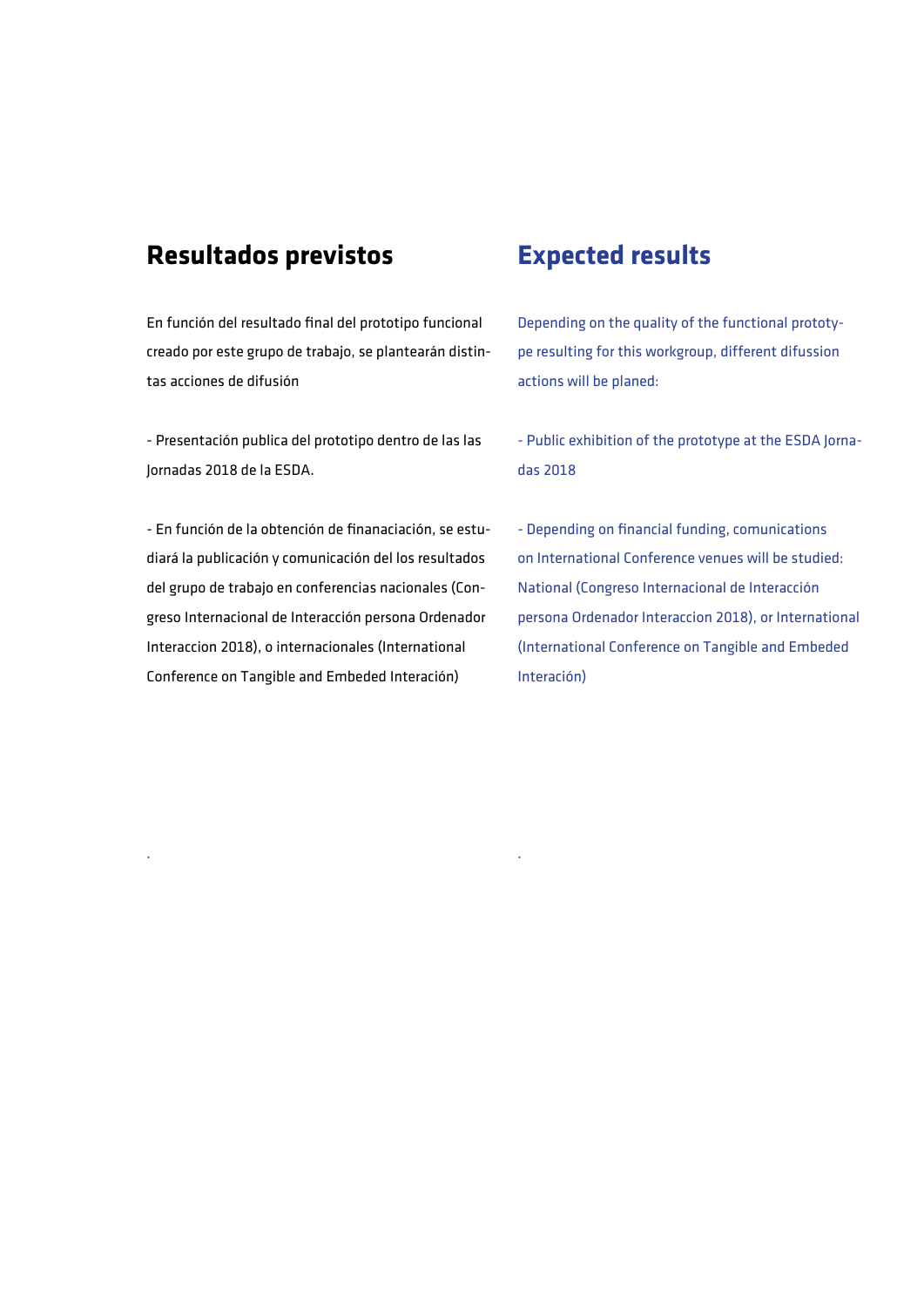## Resultados previstos

En función del resultado final del prototipo funcional creado por este grupo de trabajo, se plantearán distintas acciones de difusión

- Presentación publica del prototipo dentro de las las Jornadas 2018 de la ESDA.

- En función de la obtención de finanaciación, se estudiará la publicación y comunicación del los resultados del grupo de trabajo en conferencias nacionales (Congreso Internacional de Interacción persona Ordenador Interaccion 2018), o internacionales (International Conference on Tangible and Embeded Interación)

.

## Expected results

Depending on the quality of the functional prototype resulting for this workgroup, different difussion actions will be planed:

- Public exhibition of the prototype at the ESDA Jornadas 2018

- Depending on financial funding, comunications on International Conference venues will be studied: National (Congreso Internacional de Interacción persona Ordenador Interaccion 2018), or International (International Conference on Tangible and Embeded Interación)

.